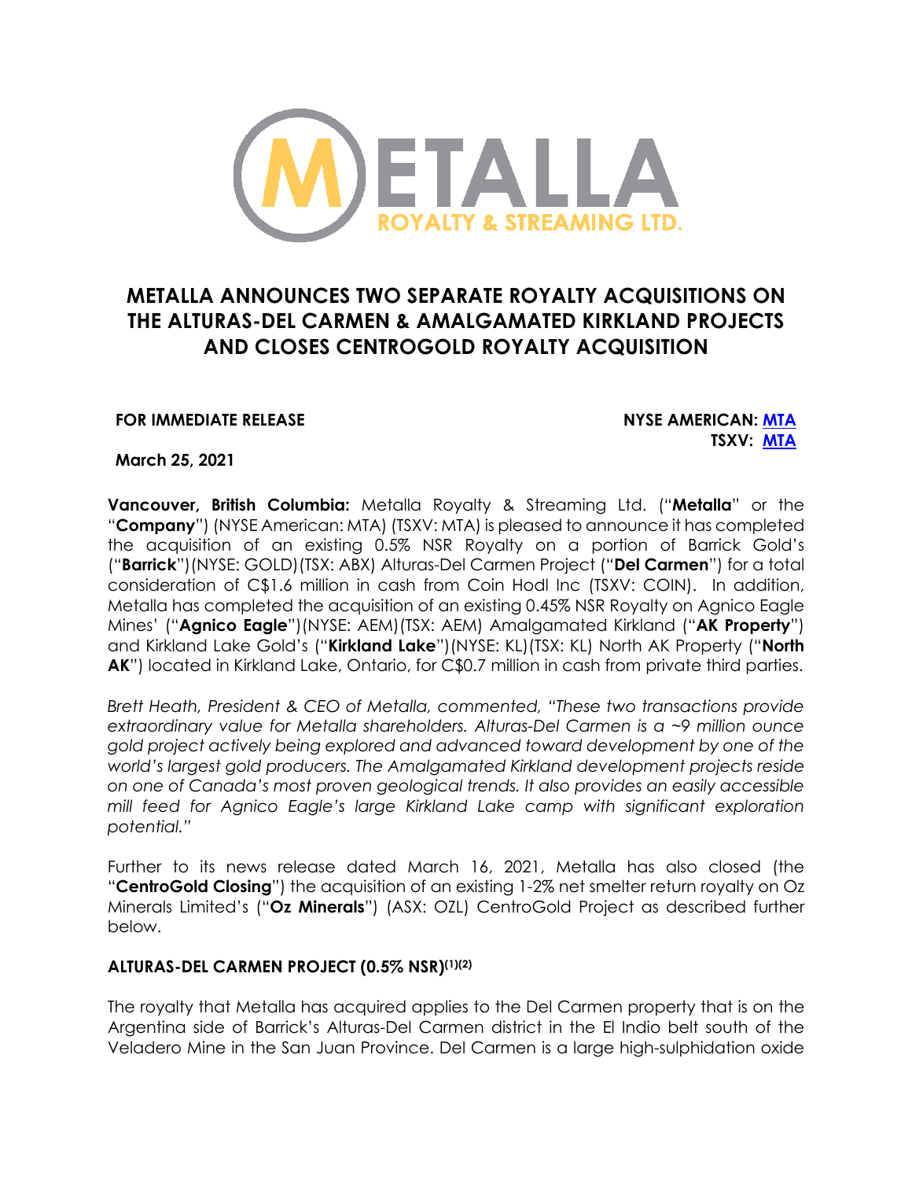# METALLA ANNOUNCES TWO SEPARATE ROYALTY ACQUISITIONS ON THE ALTURAS-DEL CARMEN & AMALGAMATED KIRKLAND PROJECTS AND CLOSES CENTROGOLD ROYALTY ACQUISITION

**FOR IMMEDIATE RELEASE**

**NYSE AMERICAN: MTA**
**TSXV: MTA**

**March 25, 2021**

**Vancouver, British Columbia:** Metalla Royalty & Streaming Ltd. ("**Metalla**" or the "**Company**") (NYSE American: MTA) (TSXV: MTA) is pleased to announce it has completed the acquisition of an existing 0.5% NSR Royalty on a portion of Barrick Gold's ("**Barrick**")(NYSE: GOLD)(TSX: ABX) Alturas-Del Carmen Project ("**Del Carmen**") for a total consideration of C$1.6 million in cash from Coin Hodl Inc (TSXV: COIN). In addition, Metalla has completed the acquisition of an existing 0.45% NSR Royalty on Agnico Eagle Mines' ("**Agnico Eagle**")(NYSE: AEM)(TSX: AEM) Amalgamated Kirkland ("**AK Property**") and Kirkland Lake Gold's ("**Kirkland Lake**")(NYSE: KL)(TSX: KL) North AK Property ("**North AK**") located in Kirkland Lake, Ontario, for C$0.7 million in cash from private third parties.

*Brett Heath, President & CEO of Metalla, commented, "These two transactions provide extraordinary value for Metalla shareholders. Alturas-Del Carmen is a ~9 million ounce gold project actively being explored and advanced toward development by one of the world's largest gold producers. The Amalgamated Kirkland development projects reside on one of Canada's most proven geological trends. It also provides an easily accessible mill feed for Agnico Eagle's large Kirkland Lake camp with significant exploration potential."*

Further to its news release dated March 16, 2021, Metalla has also closed (the "**CentroGold Closing**") the acquisition of an existing 1-2% net smelter return royalty on Oz Minerals Limited's ("**Oz Minerals**") (ASX: OZL) CentroGold Project as described further below.

### ALTURAS-DEL CARMEN PROJECT (0.5% NSR)[(1)(2)]

The royalty that Metalla has acquired applies to the Del Carmen property that is on the Argentina side of Barrick's Alturas-Del Carmen district in the El Indio belt south of the Veladero Mine in the San Juan Province. Del Carmen is a large high-sulphidation oxide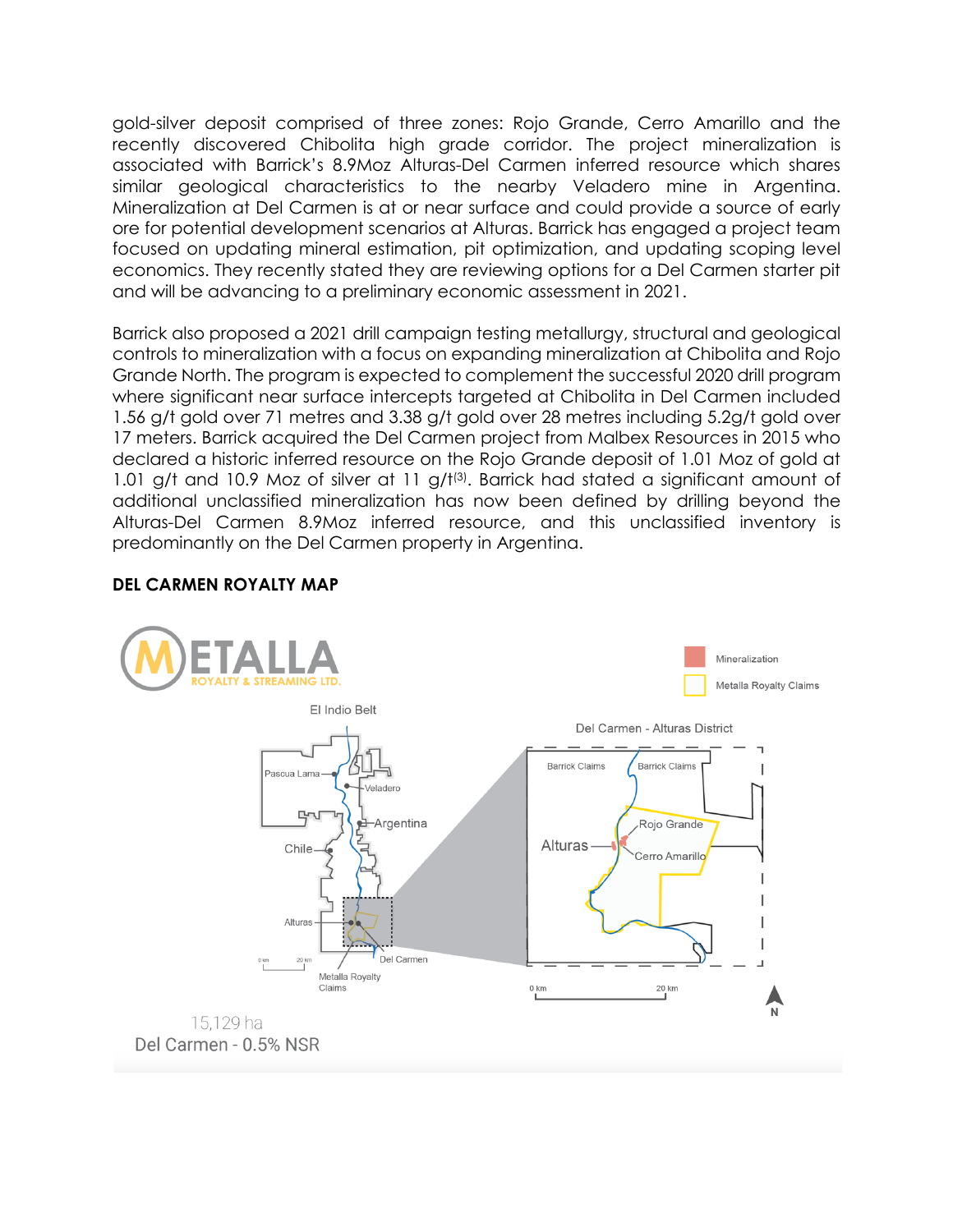gold-silver deposit comprised of three zones: Rojo Grande, Cerro Amarillo and the recently discovered Chibolita high grade corridor. The project mineralization is associated with Barrick's 8.9Moz Alturas-Del Carmen inferred resource which shares similar geological characteristics to the nearby Veladero mine in Argentina. Mineralization at Del Carmen is at or near surface and could provide a source of early ore for potential development scenarios at Alturas. Barrick has engaged a project team focused on updating mineral estimation, pit optimization, and updating scoping level economics. They recently stated they are reviewing options for a Del Carmen starter pit and will be advancing to a preliminary economic assessment in 2021.

Barrick also proposed a 2021 drill campaign testing metallurgy, structural and geological controls to mineralization with a focus on expanding mineralization at Chibolita and Rojo Grande North. The program is expected to complement the successful 2020 drill program where significant near surface intercepts targeted at Chibolita in Del Carmen included 1.56 g/t gold over 71 metres and 3.38 g/t gold over 28 metres including 5.2g/t gold over 17 meters. Barrick acquired the Del Carmen project from Malbex Resources in 2015 who declared a historic inferred resource on the Rojo Grande deposit of 1.01 Moz of gold at 1.01 g/t and 10.9 Moz of silver at 11 g/t[3]. Barrick had stated a significant amount of additional unclassified mineralization has now been defined by drilling beyond the Alturas-Del Carmen 8.9Moz inferred resource, and this unclassified inventory is predominantly on the Del Carmen property in Argentina.

**DEL CARMEN ROYALTY MAP**

METALLA ROYALTY & STREAMING LTD.

Mineralization

Metalla Royalty Claims

El Indio Belt

Pascua Lama, Veladero, Argentina, Chile, Alturas, Del Carmen, Metalla Royalty Claims

Del Carmen - Alturas District

Barrick Claims, Barrick Claims, Rojo Grande, Alturas, Cerro Amarillo

15,129 ha

Del Carmen - 0.5% NSR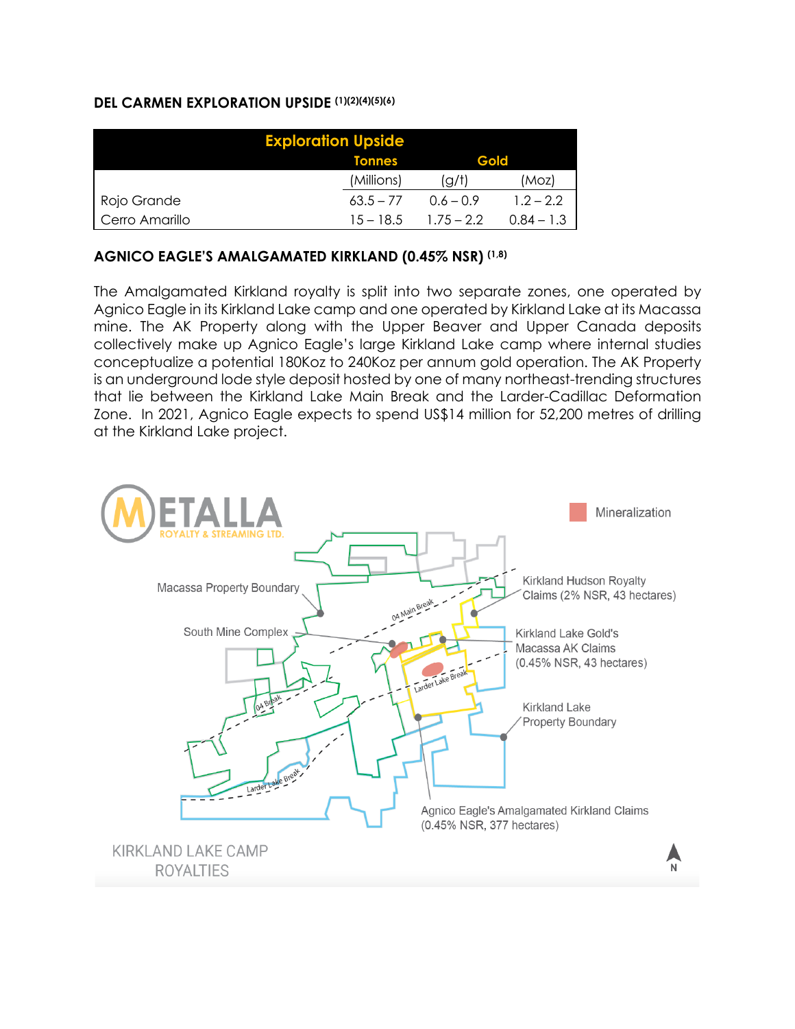**DEL CARMEN EXPLORATION UPSIDE** [(1)(2)(4)(5)(6)]

| Exploration Upside | | | |
|---|---|---|---|
| | Tonnes | Gold | |
| | (Millions) | (g/t) | (Moz) |
| Rojo Grande | 63.5 – 77 | 0.6 – 0.9 | 1.2 – 2.2 |
| Cerro Amarillo | 15 – 18.5 | 1.75 – 2.2 | 0.84 – 1.3 |

**AGNICO EAGLE'S AMALGAMATED KIRKLAND (0.45% NSR)** [(1,8)]

The Amalgamated Kirkland royalty is split into two separate zones, one operated by Agnico Eagle in its Kirkland Lake camp and one operated by Kirkland Lake at its Macassa mine. The AK Property along with the Upper Beaver and Upper Canada deposits collectively make up Agnico Eagle's large Kirkland Lake camp where internal studies conceptualize a potential 180Koz to 240Koz per annum gold operation. The AK Property is an underground lode style deposit hosted by one of many northeast-trending structures that lie between the Kirkland Lake Main Break and the Larder-Cadillac Deformation Zone. In 2021, Agnico Eagle expects to spend US$14 million for 52,200 metres of drilling at the Kirkland Lake project.

METALLA ROYALTY & STREAMING LTD.

Mineralization

Macassa Property Boundary

South Mine Complex

Kirkland Hudson Royalty Claims (2% NSR, 43 hectares)

Kirkland Lake Gold's Macassa AK Claims (0.45% NSR, 43 hectares)

Kirkland Lake Property Boundary

Agnico Eagle's Amalgamated Kirkland Claims (0.45% NSR, 377 hectares)

04 Main Break

Larder Lake Break

04 Break

Larder Lake Break

KIRKLAND LAKE CAMP ROYALTIES

N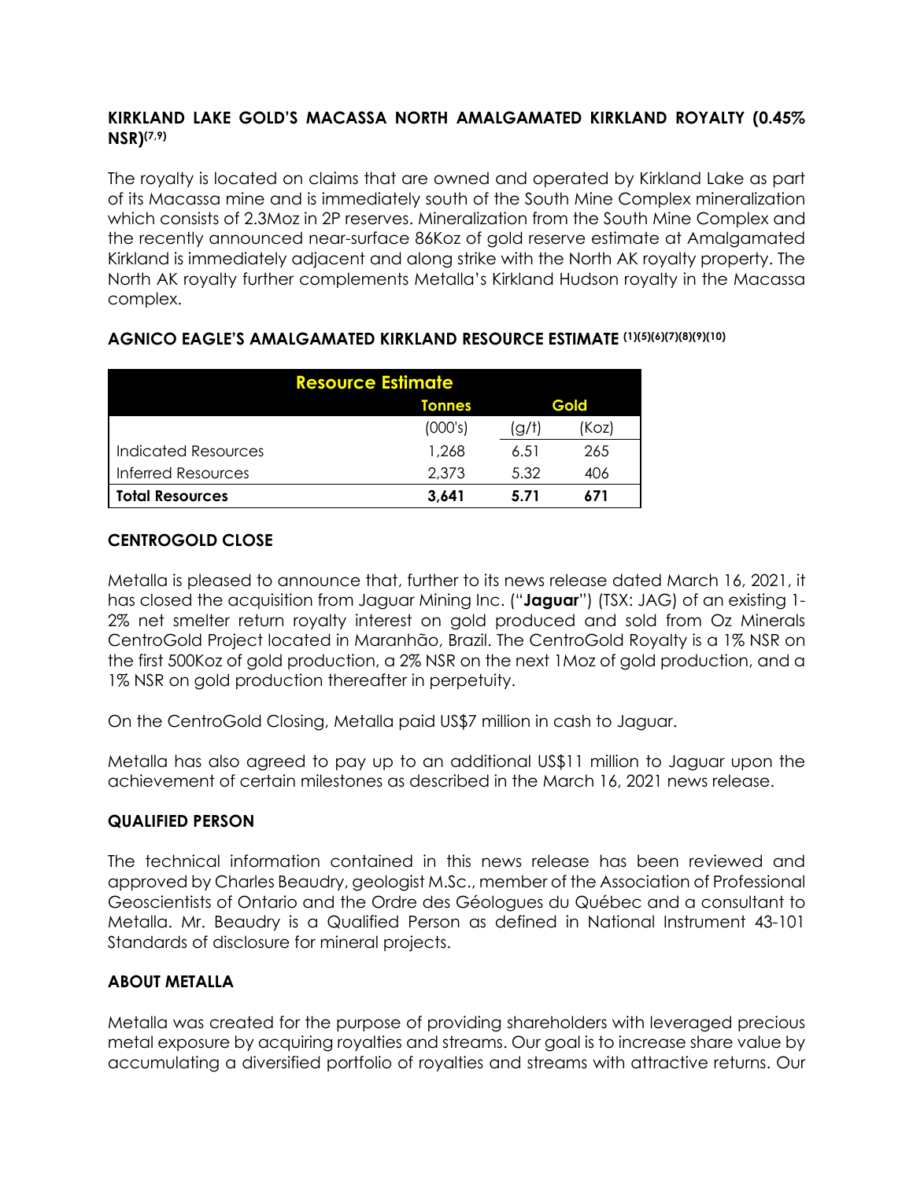## KIRKLAND LAKE GOLD'S MACASSA NORTH AMALGAMATED KIRKLAND ROYALTY (0.45% NSR)[7,9]

The royalty is located on claims that are owned and operated by Kirkland Lake as part of its Macassa mine and is immediately south of the South Mine Complex mineralization which consists of 2.3Moz in 2P reserves. Mineralization from the South Mine Complex and the recently announced near-surface 86Koz of gold reserve estimate at Amalgamated Kirkland is immediately adjacent and along strike with the North AK royalty property. The North AK royalty further complements Metalla's Kirkland Hudson royalty in the Macassa complex.

## AGNICO EAGLE'S AMALGAMATED KIRKLAND RESOURCE ESTIMATE [1][5][6][7][8][9][10]

| Resource Estimate | | | |
|---|---|---|---|
| | Tonnes | Gold | |
| | (000's) | (g/t) | (Koz) |
| Indicated Resources | 1,268 | 6.51 | 265 |
| Inferred Resources | 2,373 | 5.32 | 406 |
| **Total Resources** | **3,641** | **5.71** | **671** |

## CENTROGOLD CLOSE

Metalla is pleased to announce that, further to its news release dated March 16, 2021, it has closed the acquisition from Jaguar Mining Inc. ("**Jaguar**") (TSX: JAG) of an existing 1-2% net smelter return royalty interest on gold produced and sold from Oz Minerals CentroGold Project located in Maranhão, Brazil. The CentroGold Royalty is a 1% NSR on the first 500Koz of gold production, a 2% NSR on the next 1Moz of gold production, and a 1% NSR on gold production thereafter in perpetuity.

On the CentroGold Closing, Metalla paid US$7 million in cash to Jaguar.

Metalla has also agreed to pay up to an additional US$11 million to Jaguar upon the achievement of certain milestones as described in the March 16, 2021 news release.

## QUALIFIED PERSON

The technical information contained in this news release has been reviewed and approved by Charles Beaudry, geologist M.Sc., member of the Association of Professional Geoscientists of Ontario and the Ordre des Géologues du Québec and a consultant to Metalla. Mr. Beaudry is a Qualified Person as defined in National Instrument 43-101 Standards of disclosure for mineral projects.

## ABOUT METALLA

Metalla was created for the purpose of providing shareholders with leveraged precious metal exposure by acquiring royalties and streams. Our goal is to increase share value by accumulating a diversified portfolio of royalties and streams with attractive returns. Our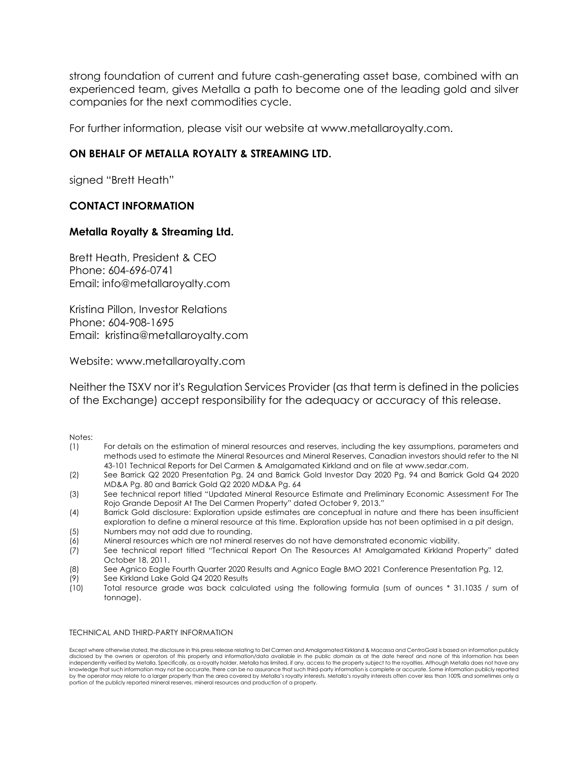strong foundation of current and future cash-generating asset base, combined with an experienced team, gives Metalla a path to become one of the leading gold and silver companies for the next commodities cycle.

For further information, please visit our website at www.metallaroyalty.com.

**ON BEHALF OF METALLA ROYALTY & STREAMING LTD.**

signed "Brett Heath"

**CONTACT INFORMATION**

**Metalla Royalty & Streaming Ltd.**

Brett Heath, President & CEO
Phone: 604-696-0741
Email: info@metallaroyalty.com

Kristina Pillon, Investor Relations
Phone: 604-908-1695
Email: kristina@metallaroyalty.com

Website: www.metallaroyalty.com

Neither the TSXV nor it's Regulation Services Provider (as that term is defined in the policies of the Exchange) accept responsibility for the adequacy or accuracy of this release.

Notes:

(1) For details on the estimation of mineral resources and reserves, including the key assumptions, parameters and methods used to estimate the Mineral Resources and Mineral Reserves, Canadian investors should refer to the NI 43-101 Technical Reports for Del Carmen & Amalgamated Kirkland and on file at www.sedar.com.
(2) See Barrick Q2 2020 Presentation Pg. 24 and Barrick Gold Investor Day 2020 Pg. 94 and Barrick Gold Q4 2020 MD&A Pg. 80 and Barrick Gold Q2 2020 MD&A Pg. 64
(3) See technical report titled "Updated Mineral Resource Estimate and Preliminary Economic Assessment For The Rojo Grande Deposit At The Del Carmen Property" dated October 9, 2013."
(4) Barrick Gold disclosure: Exploration upside estimates are conceptual in nature and there has been insufficient exploration to define a mineral resource at this time. Exploration upside has not been optimised in a pit design,
(5) Numbers may not add due to rounding.
(6) Mineral resources which are not mineral reserves do not have demonstrated economic viability.
(7) See technical report titled "Technical Report On The Resources At Amalgamated Kirkland Property" dated October 18, 2011.
(8) See Agnico Eagle Fourth Quarter 2020 Results and Agnico Eagle BMO 2021 Conference Presentation Pg. 12,
(9) See Kirkland Lake Gold Q4 2020 Results
(10) Total resource grade was back calculated using the following formula (sum of ounces * 31.1035 / sum of tonnage).

TECHNICAL AND THIRD-PARTY INFORMATION

Except where otherwise stated, the disclosure in this press release relating to Del Carmen and Amalgamated Kirkland & Macassa and CentroGold is based on information publicly disclosed by the owners or operators of this property and information/data available in the public domain as at the date hereof and none of this information has been independently verified by Metalla. Specifically, as a royalty holder, Metalla has limited, if any, access to the property subject to the royalties. Although Metalla does not have any knowledge that such information may not be accurate, there can be no assurance that such third-party information is complete or accurate. Some information publicly reported by the operator may relate to a larger property than the area covered by Metalla's royalty interests. Metalla's royalty interests often cover less than 100% and sometimes only a portion of the publicly reported mineral reserves, mineral resources and production of a property.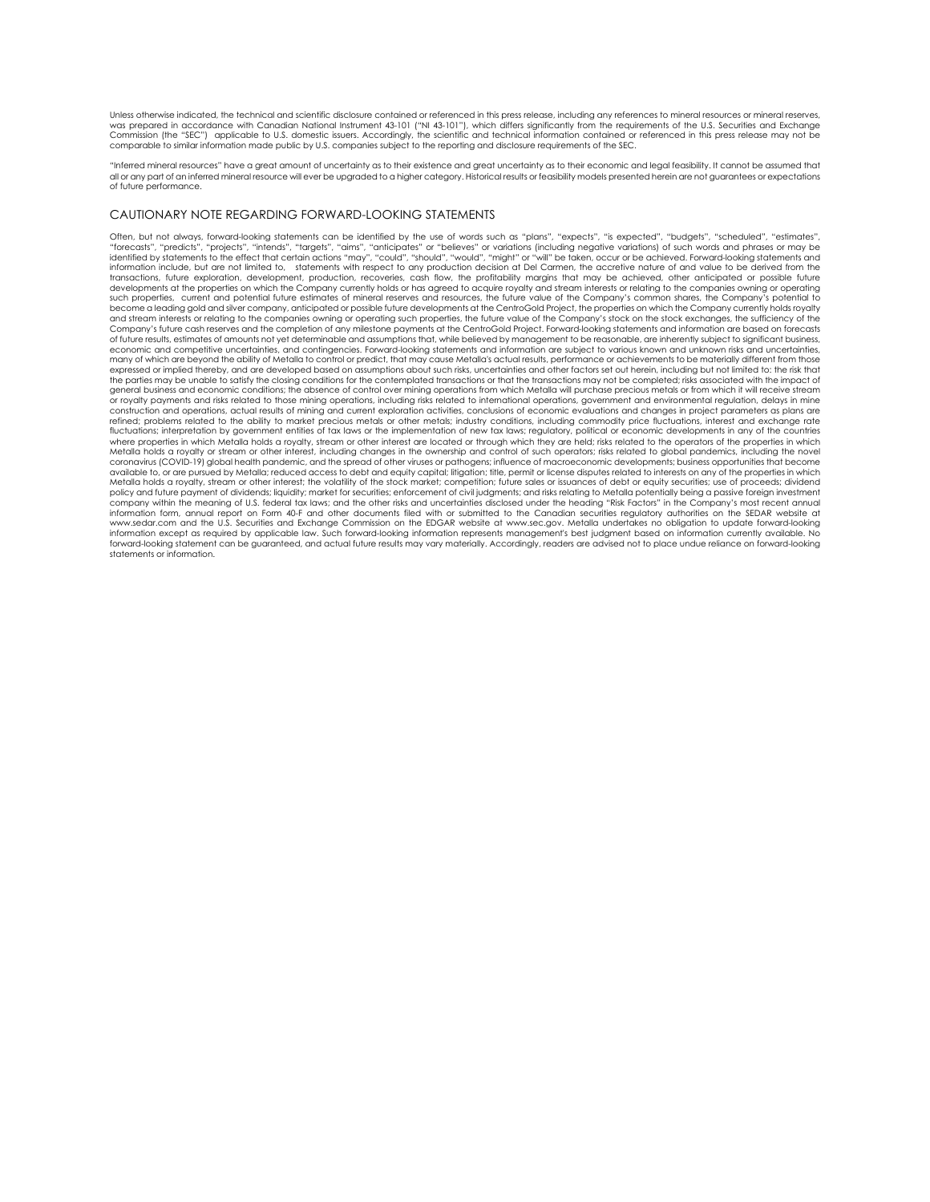Unless otherwise indicated, the technical and scientific disclosure contained or referenced in this press release, including any references to mineral resources or mineral reserves, was prepared in accordance with Canadian National Instrument 43-101 ("NI 43-101"), which differs significantly from the requirements of the U.S. Securities and Exchange Commission (the "SEC") applicable to U.S. domestic issuers. Accordingly, the scientific and technical information contained or referenced in this press release may not be comparable to similar information made public by U.S. companies subject to the reporting and disclosure requirements of the SEC.

"Inferred mineral resources" have a great amount of uncertainty as to their existence and great uncertainty as to their economic and legal feasibility. It cannot be assumed that all or any part of an inferred mineral resource will ever be upgraded to a higher category. Historical results or feasibility models presented herein are not guarantees or expectations of future performance.

## CAUTIONARY NOTE REGARDING FORWARD-LOOKING STATEMENTS

Often, but not always, forward-looking statements can be identified by the use of words such as "plans", "expects", "is expected", "budgets", "scheduled", "estimates", "forecasts", "predicts", "projects", "intends", "targets", "aims", "anticipates" or "believes" or variations (including negative variations) of such words and phrases or may be identified by statements to the effect that certain actions "may", "could", "should", "would", "might" or "will" be taken, occur or be achieved. Forward-looking statements and information include, but are not limited to, statements with respect to any production decision at Del Carmen, the accretive nature of and value to be derived from the transactions, future exploration, development, production, recoveries, cash flow, the profitability margins that may be achieved, other anticipated or possible future developments at the properties on which the Company currently holds or has agreed to acquire royalty and stream interests or relating to the companies owning or operating such properties, current and potential future estimates of mineral reserves and resources, the future value of the Company's common shares, the Company's potential to become a leading gold and silver company, anticipated or possible future developments at the CentroGold Project, the properties on which the Company currently holds royalty and stream interests or relating to the companies owning or operating such properties, the future value of the Company's stock on the stock exchanges, the sufficiency of the Company's future cash reserves and the completion of any milestone payments at the CentroGold Project. Forward-looking statements and information are based on forecasts of future results, estimates of amounts not yet determinable and assumptions that, while believed by management to be reasonable, are inherently subject to significant business, economic and competitive uncertainties, and contingencies. Forward-looking statements and information are subject to various known and unknown risks and uncertainties, many of which are beyond the ability of Metalla to control or predict, that may cause Metalla's actual results, performance or achievements to be materially different from those expressed or implied thereby, and are developed based on assumptions about such risks, uncertainties and other factors set out herein, including but not limited to: the risk that the parties may be unable to satisfy the closing conditions for the contemplated transactions or that the transactions may not be completed; risks associated with the impact of general business and economic conditions; the absence of control over mining operations from which Metalla will purchase precious metals or from which it will receive stream or royalty payments and risks related to those mining operations, including risks related to international operations, government and environmental regulation, delays in mine construction and operations, actual results of mining and current exploration activities, conclusions of economic evaluations and changes in project parameters as plans are refined; problems related to the ability to market precious metals or other metals; industry conditions, including commodity price fluctuations, interest and exchange rate fluctuations; interpretation by government entities of tax laws or the implementation of new tax laws; regulatory, political or economic developments in any of the countries where properties in which Metalla holds a royalty, stream or other interest are located or through which they are held; risks related to the operators of the properties in which Metalla holds a royalty or stream or other interest, including changes in the ownership and control of such operators; risks related to global pandemics, including the novel coronavirus (COVID-19) global health pandemic, and the spread of other viruses or pathogens; influence of macroeconomic developments; business opportunities that become available to, or are pursued by Metalla; reduced access to debt and equity capital; litigation; title, permit or license disputes related to interests on any of the properties in which Metalla holds a royalty, stream or other interest; the volatility of the stock market; competition; future sales or issuances of debt or equity securities; use of proceeds; dividend policy and future payment of dividends; liquidity; market for securities; enforcement of civil judgments; and risks relating to Metalla potentially being a passive foreign investment company within the meaning of U.S. federal tax laws; and the other risks and uncertainties disclosed under the heading "Risk Factors" in the Company's most recent annual information form, annual report on Form 40-F and other documents filed with or submitted to the Canadian securities regulatory authorities on the SEDAR website at www.sedar.com and the U.S. Securities and Exchange Commission on the EDGAR website at www.sec.gov. Metalla undertakes no obligation to update forward-looking information except as required by applicable law. Such forward-looking information represents management's best judgment based on information currently available. No forward-looking statement can be guaranteed, and actual future results may vary materially. Accordingly, readers are advised not to place undue reliance on forward-looking statements or information.